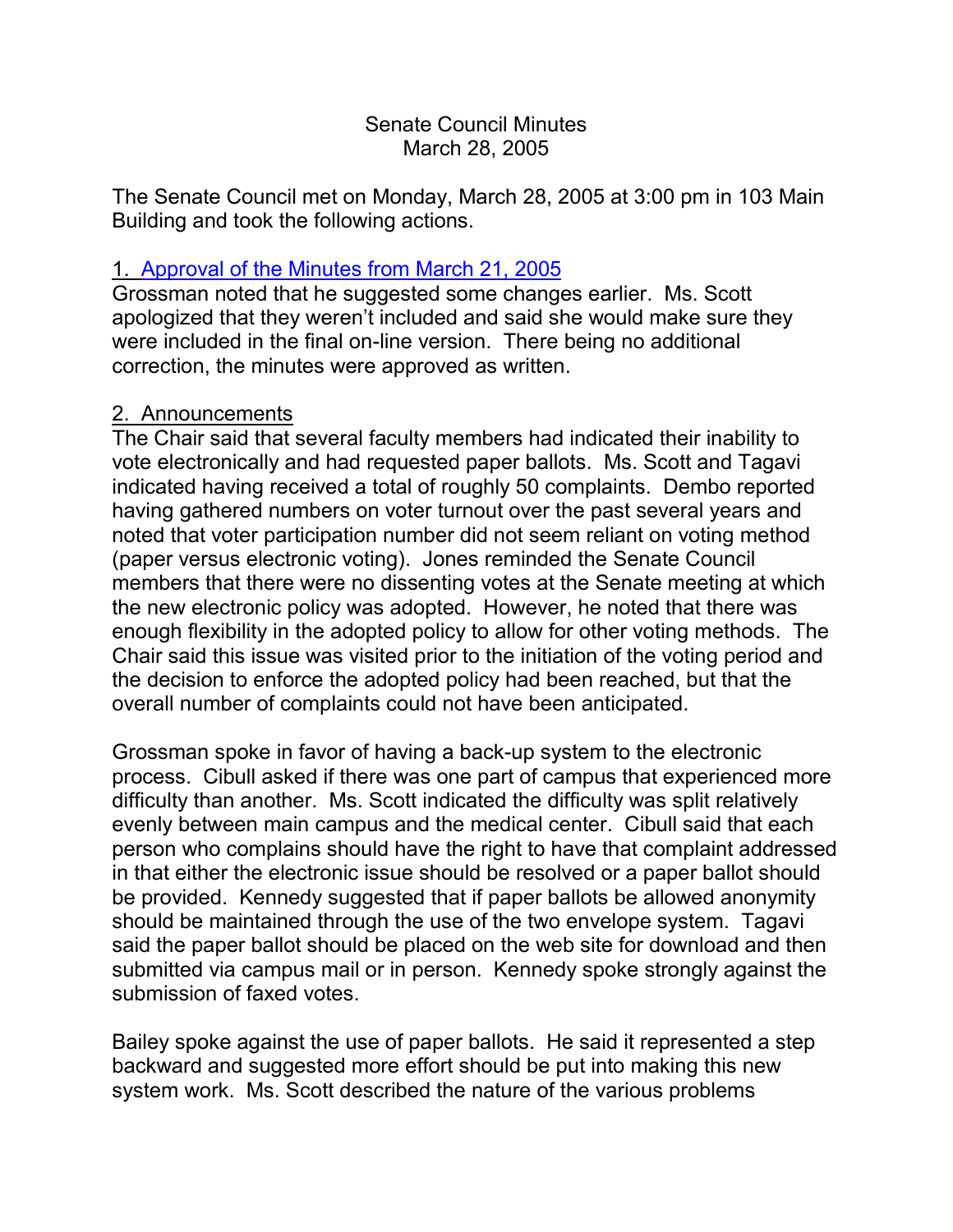# Senate Council Minutes
March 28, 2005

The Senate Council met on Monday, March 28, 2005 at 3:00 pm in 103 Main Building and took the following actions.

## 1. Approval of the Minutes from March 21, 2005

Grossman noted that he suggested some changes earlier. Ms. Scott apologized that they weren't included and said she would make sure they were included in the final on-line version. There being no additional correction, the minutes were approved as written.

## 2. Announcements

The Chair said that several faculty members had indicated their inability to vote electronically and had requested paper ballots. Ms. Scott and Tagavi indicated having received a total of roughly 50 complaints. Dembo reported having gathered numbers on voter turnout over the past several years and noted that voter participation number did not seem reliant on voting method (paper versus electronic voting). Jones reminded the Senate Council members that there were no dissenting votes at the Senate meeting at which the new electronic policy was adopted. However, he noted that there was enough flexibility in the adopted policy to allow for other voting methods. The Chair said this issue was visited prior to the initiation of the voting period and the decision to enforce the adopted policy had been reached, but that the overall number of complaints could not have been anticipated.

Grossman spoke in favor of having a back-up system to the electronic process. Cibull asked if there was one part of campus that experienced more difficulty than another. Ms. Scott indicated the difficulty was split relatively evenly between main campus and the medical center. Cibull said that each person who complains should have the right to have that complaint addressed in that either the electronic issue should be resolved or a paper ballot should be provided. Kennedy suggested that if paper ballots be allowed anonymity should be maintained through the use of the two envelope system. Tagavi said the paper ballot should be placed on the web site for download and then submitted via campus mail or in person. Kennedy spoke strongly against the submission of faxed votes.

Bailey spoke against the use of paper ballots. He said it represented a step backward and suggested more effort should be put into making this new system work. Ms. Scott described the nature of the various problems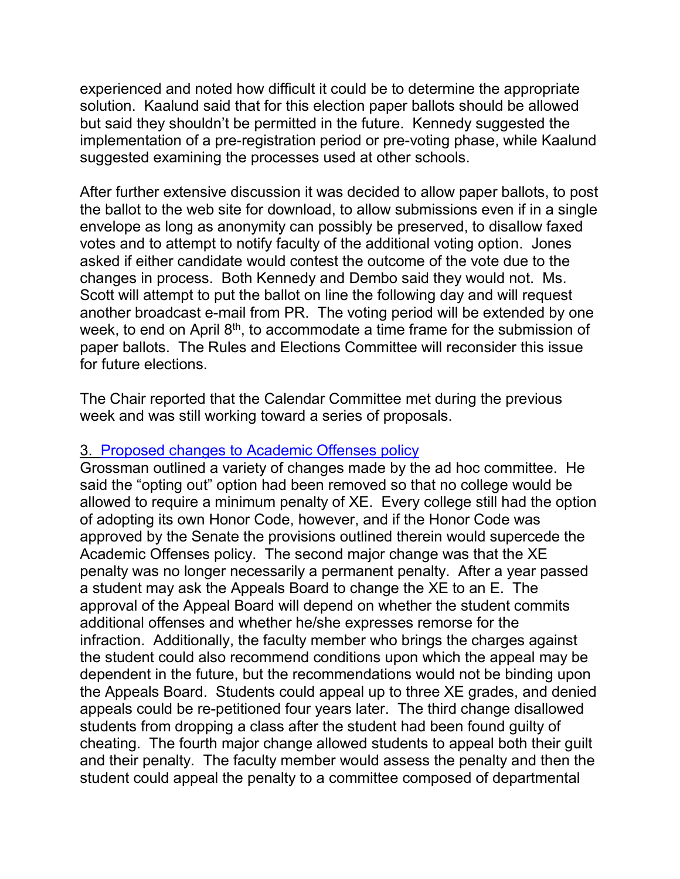experienced and noted how difficult it could be to determine the appropriate solution. Kaalund said that for this election paper ballots should be allowed but said they shouldn't be permitted in the future. Kennedy suggested the implementation of a pre-registration period or pre-voting phase, while Kaalund suggested examining the processes used at other schools.

After further extensive discussion it was decided to allow paper ballots, to post the ballot to the web site for download, to allow submissions even if in a single envelope as long as anonymity can possibly be preserved, to disallow faxed votes and to attempt to notify faculty of the additional voting option. Jones asked if either candidate would contest the outcome of the vote due to the changes in process. Both Kennedy and Dembo said they would not. Ms. Scott will attempt to put the ballot on line the following day and will request another broadcast e-mail from PR. The voting period will be extended by one week, to end on April 8th, to accommodate a time frame for the submission of paper ballots. The Rules and Elections Committee will reconsider this issue for future elections.

The Chair reported that the Calendar Committee met during the previous week and was still working toward a series of proposals.

3. Proposed changes to Academic Offenses policy

Grossman outlined a variety of changes made by the ad hoc committee. He said the "opting out" option had been removed so that no college would be allowed to require a minimum penalty of XE. Every college still had the option of adopting its own Honor Code, however, and if the Honor Code was approved by the Senate the provisions outlined therein would supercede the Academic Offenses policy. The second major change was that the XE penalty was no longer necessarily a permanent penalty. After a year passed a student may ask the Appeals Board to change the XE to an E. The approval of the Appeal Board will depend on whether the student commits additional offenses and whether he/she expresses remorse for the infraction. Additionally, the faculty member who brings the charges against the student could also recommend conditions upon which the appeal may be dependent in the future, but the recommendations would not be binding upon the Appeals Board. Students could appeal up to three XE grades, and denied appeals could be re-petitioned four years later. The third change disallowed students from dropping a class after the student had been found guilty of cheating. The fourth major change allowed students to appeal both their guilt and their penalty. The faculty member would assess the penalty and then the student could appeal the penalty to a committee composed of departmental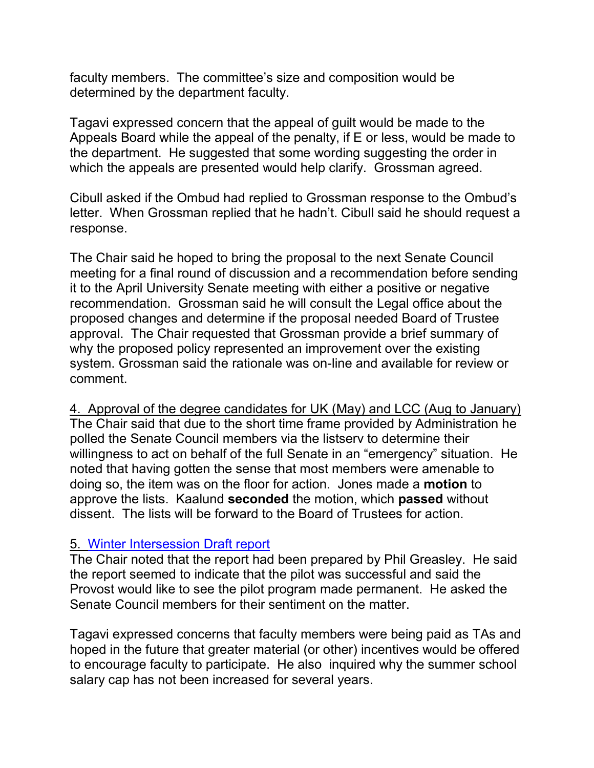faculty members. The committee's size and composition would be determined by the department faculty.

Tagavi expressed concern that the appeal of guilt would be made to the Appeals Board while the appeal of the penalty, if E or less, would be made to the department. He suggested that some wording suggesting the order in which the appeals are presented would help clarify. Grossman agreed.

Cibull asked if the Ombud had replied to Grossman response to the Ombud's letter. When Grossman replied that he hadn't. Cibull said he should request a response.

The Chair said he hoped to bring the proposal to the next Senate Council meeting for a final round of discussion and a recommendation before sending it to the April University Senate meeting with either a positive or negative recommendation. Grossman said he will consult the Legal office about the proposed changes and determine if the proposal needed Board of Trustee approval. The Chair requested that Grossman provide a brief summary of why the proposed policy represented an improvement over the existing system. Grossman said the rationale was on-line and available for review or comment.

4. Approval of the degree candidates for UK (May) and LCC (Aug to January)

The Chair said that due to the short time frame provided by Administration he polled the Senate Council members via the listserv to determine their willingness to act on behalf of the full Senate in an "emergency" situation. He noted that having gotten the sense that most members were amenable to doing so, the item was on the floor for action. Jones made a **motion** to approve the lists. Kaalund **seconded** the motion, which **passed** without dissent. The lists will be forward to the Board of Trustees for action.

5. Winter Intersession Draft report

The Chair noted that the report had been prepared by Phil Greasley. He said the report seemed to indicate that the pilot was successful and said the Provost would like to see the pilot program made permanent. He asked the Senate Council members for their sentiment on the matter.

Tagavi expressed concerns that faculty members were being paid as TAs and hoped in the future that greater material (or other) incentives would be offered to encourage faculty to participate. He also inquired why the summer school salary cap has not been increased for several years.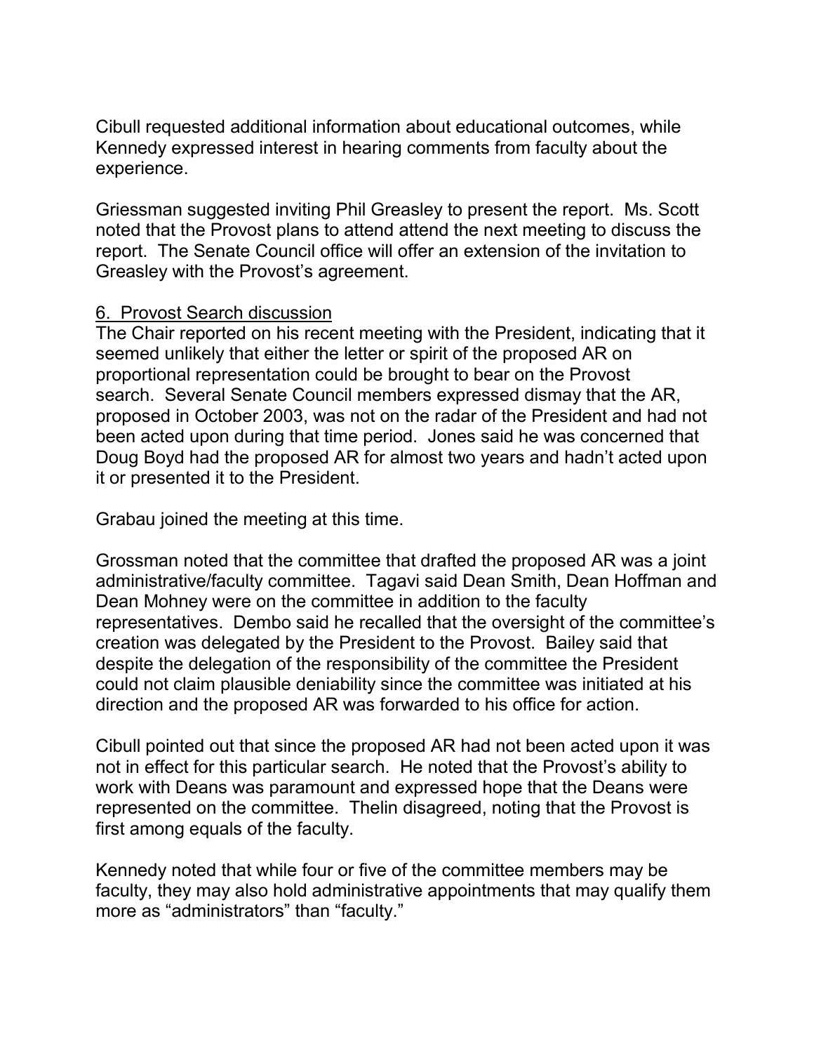Cibull requested additional information about educational outcomes, while Kennedy expressed interest in hearing comments from faculty about the experience.

Griessman suggested inviting Phil Greasley to present the report. Ms. Scott noted that the Provost plans to attend attend the next meeting to discuss the report. The Senate Council office will offer an extension of the invitation to Greasley with the Provost's agreement.

6. Provost Search discussion

The Chair reported on his recent meeting with the President, indicating that it seemed unlikely that either the letter or spirit of the proposed AR on proportional representation could be brought to bear on the Provost search. Several Senate Council members expressed dismay that the AR, proposed in October 2003, was not on the radar of the President and had not been acted upon during that time period. Jones said he was concerned that Doug Boyd had the proposed AR for almost two years and hadn't acted upon it or presented it to the President.

Grabau joined the meeting at this time.

Grossman noted that the committee that drafted the proposed AR was a joint administrative/faculty committee. Tagavi said Dean Smith, Dean Hoffman and Dean Mohney were on the committee in addition to the faculty representatives. Dembo said he recalled that the oversight of the committee's creation was delegated by the President to the Provost. Bailey said that despite the delegation of the responsibility of the committee the President could not claim plausible deniability since the committee was initiated at his direction and the proposed AR was forwarded to his office for action.

Cibull pointed out that since the proposed AR had not been acted upon it was not in effect for this particular search. He noted that the Provost's ability to work with Deans was paramount and expressed hope that the Deans were represented on the committee. Thelin disagreed, noting that the Provost is first among equals of the faculty.

Kennedy noted that while four or five of the committee members may be faculty, they may also hold administrative appointments that may qualify them more as "administrators" than "faculty."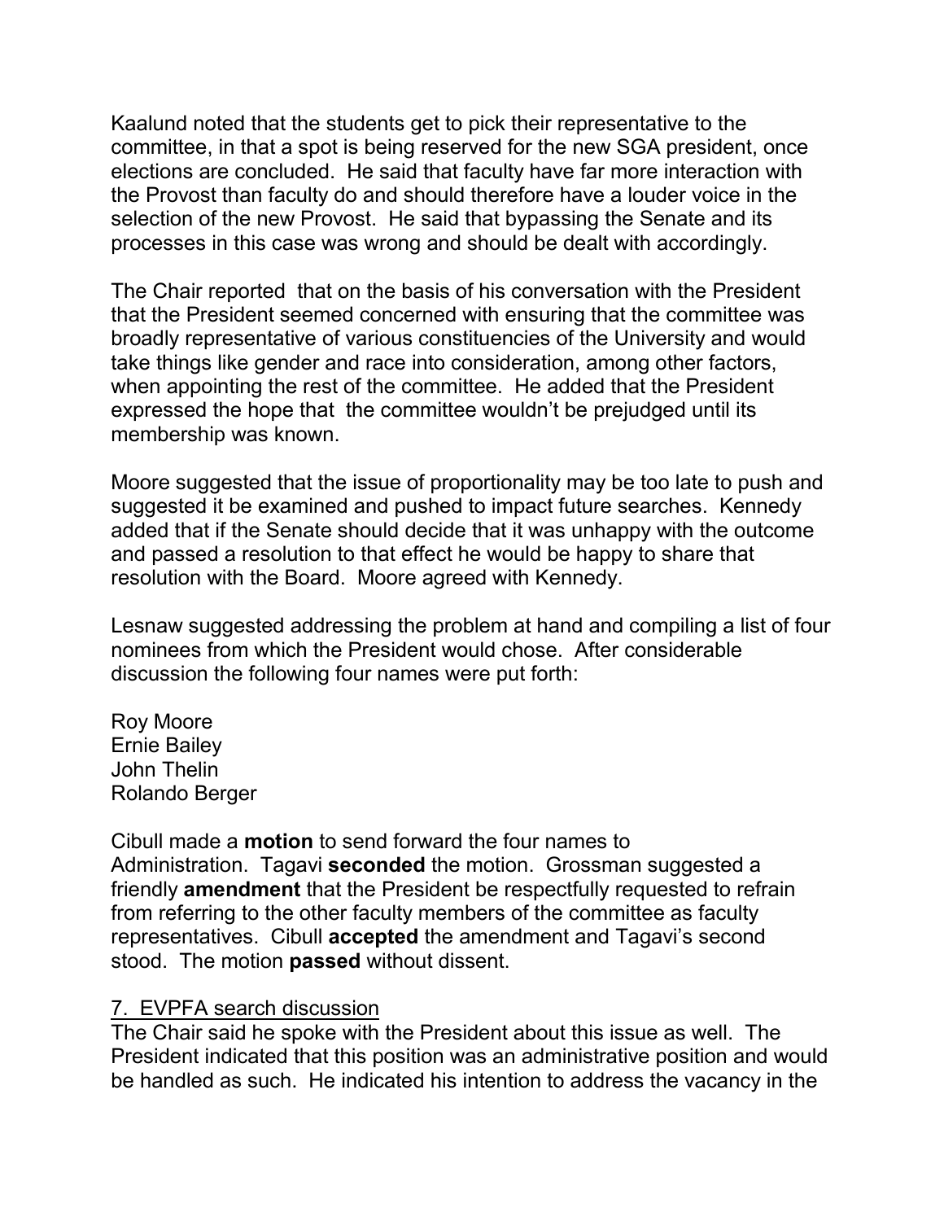Kaalund noted that the students get to pick their representative to the committee, in that a spot is being reserved for the new SGA president, once elections are concluded. He said that faculty have far more interaction with the Provost than faculty do and should therefore have a louder voice in the selection of the new Provost. He said that bypassing the Senate and its processes in this case was wrong and should be dealt with accordingly.

The Chair reported that on the basis of his conversation with the President that the President seemed concerned with ensuring that the committee was broadly representative of various constituencies of the University and would take things like gender and race into consideration, among other factors, when appointing the rest of the committee. He added that the President expressed the hope that the committee wouldn't be prejudged until its membership was known.

Moore suggested that the issue of proportionality may be too late to push and suggested it be examined and pushed to impact future searches. Kennedy added that if the Senate should decide that it was unhappy with the outcome and passed a resolution to that effect he would be happy to share that resolution with the Board. Moore agreed with Kennedy.

Lesnaw suggested addressing the problem at hand and compiling a list of four nominees from which the President would chose. After considerable discussion the following four names were put forth:

Roy Moore
Ernie Bailey
John Thelin
Rolando Berger

Cibull made a **motion** to send forward the four names to Administration. Tagavi **seconded** the motion. Grossman suggested a friendly **amendment** that the President be respectfully requested to refrain from referring to the other faculty members of the committee as faculty representatives. Cibull **accepted** the amendment and Tagavi's second stood. The motion **passed** without dissent.

<u>7. EVPFA search discussion</u>

The Chair said he spoke with the President about this issue as well. The President indicated that this position was an administrative position and would be handled as such. He indicated his intention to address the vacancy in the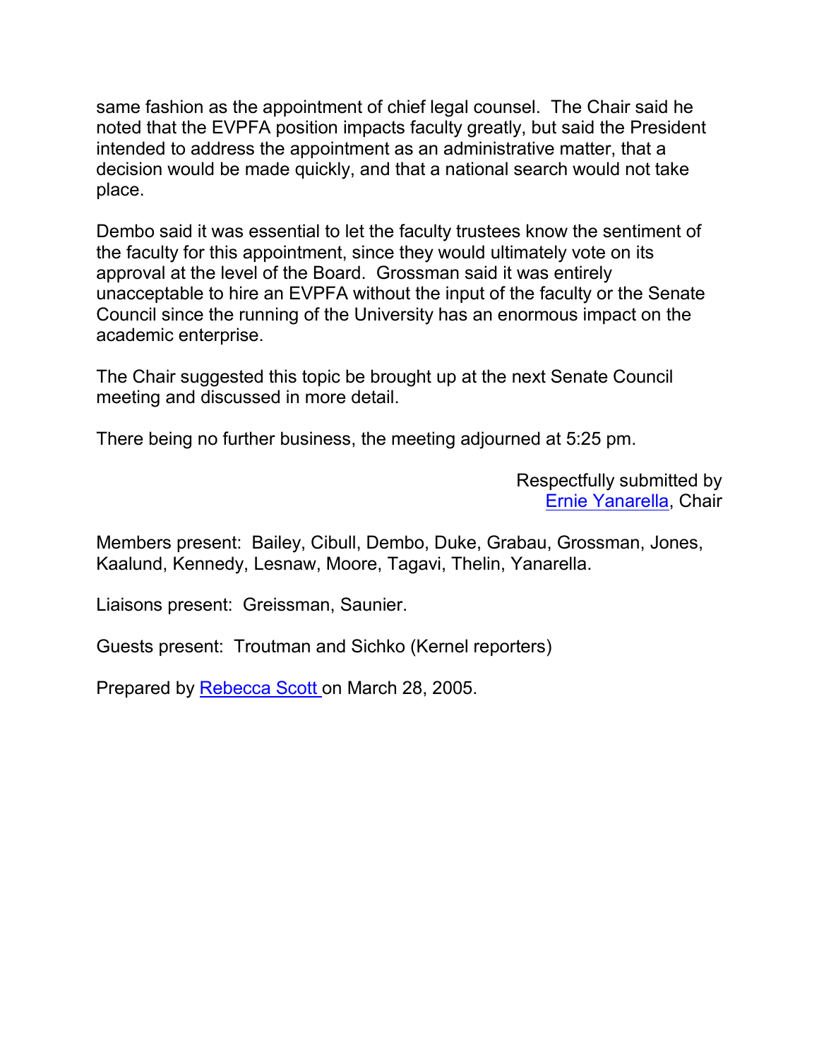same fashion as the appointment of chief legal counsel. The Chair said he noted that the EVPFA position impacts faculty greatly, but said the President intended to address the appointment as an administrative matter, that a decision would be made quickly, and that a national search would not take place.

Dembo said it was essential to let the faculty trustees know the sentiment of the faculty for this appointment, since they would ultimately vote on its approval at the level of the Board. Grossman said it was entirely unacceptable to hire an EVPFA without the input of the faculty or the Senate Council since the running of the University has an enormous impact on the academic enterprise.

The Chair suggested this topic be brought up at the next Senate Council meeting and discussed in more detail.

There being no further business, the meeting adjourned at 5:25 pm.

Respectfully submitted by
Ernie Yanarella, Chair

Members present: Bailey, Cibull, Dembo, Duke, Grabau, Grossman, Jones, Kaalund, Kennedy, Lesnaw, Moore, Tagavi, Thelin, Yanarella.

Liaisons present: Greissman, Saunier.

Guests present: Troutman and Sichko (Kernel reporters)

Prepared by Rebecca Scott on March 28, 2005.